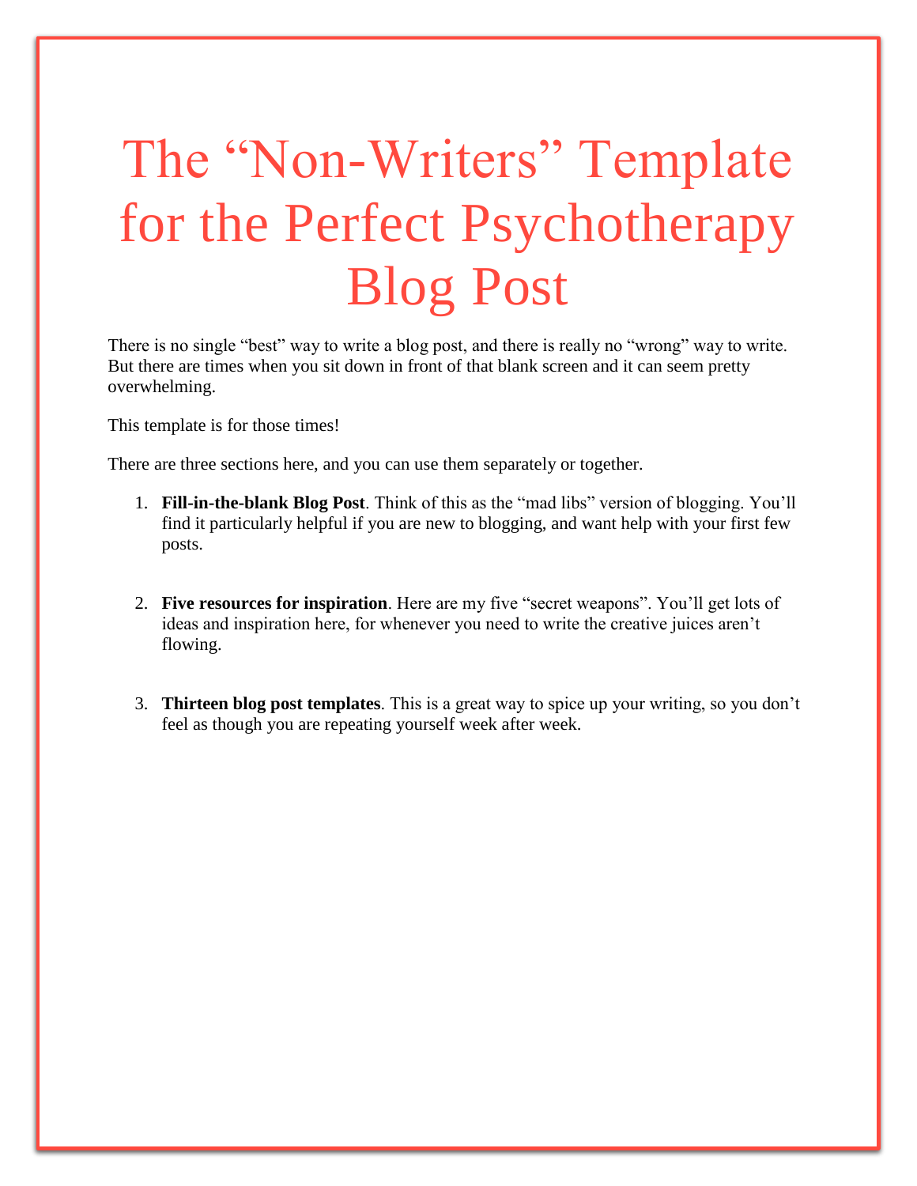# The "Non-Writers" Template for the Perfect Psychotherapy Blog Post

There is no single "best" way to write a blog post, and there is really no "wrong" way to write. But there are times when you sit down in front of that blank screen and it can seem pretty overwhelming.

This template is for those times!

There are three sections here, and you can use them separately or together.

1. **Fill-in-the-blank Blog Post**. Think of this as the "mad libs" version of blogging. You'll find it particularly helpful if you are new to blogging, and want help with your first few posts.

2. **Five resources for inspiration**. Here are my five "secret weapons". You'll get lots of ideas and inspiration here, for whenever you need to write the creative juices aren't flowing.

3. **Thirteen blog post templates**. This is a great way to spice up your writing, so you don't feel as though you are repeating yourself week after week.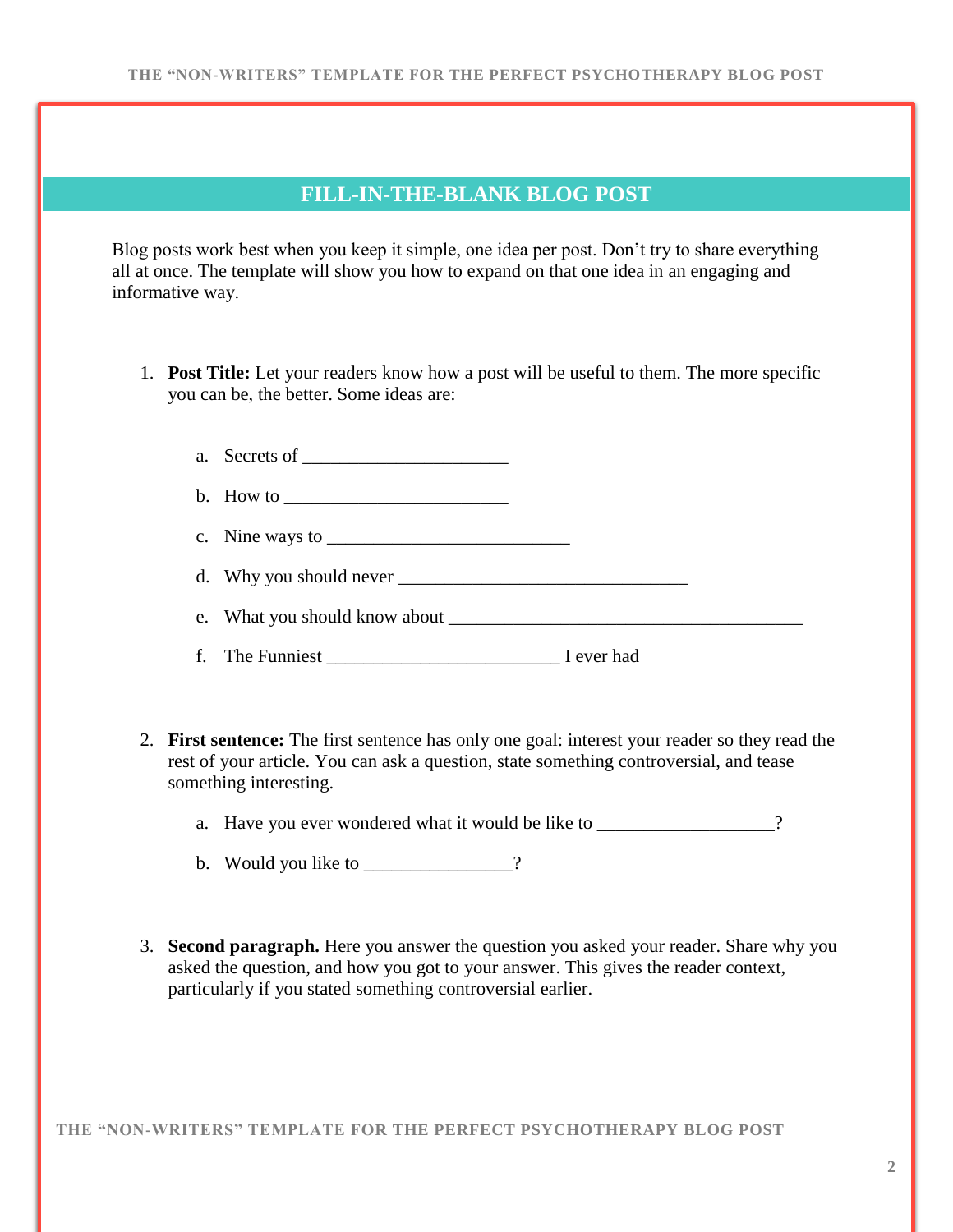## FILL-IN-THE-BLANK BLOG POST

Blog posts work best when you keep it simple, one idea per post. Don't try to share everything all at once. The template will show you how to expand on that one idea in an engaging and informative way.

1. **Post Title:** Let your readers know how a post will be useful to them. The more specific you can be, the better. Some ideas are:

    a. Secrets of ______________________

    b. How to ________________________

    c. Nine ways to __________________________

    d. Why you should never _______________________________

    e. What you should know about ______________________________________

    f. The Funniest _________________________ I ever had

2. **First sentence:** The first sentence has only one goal: interest your reader so they read the rest of your article. You can ask a question, state something controversial, and tease something interesting.

    a. Have you ever wondered what it would be like to ___________________?

    b. Would you like to ________________?

3. **Second paragraph.** Here you answer the question you asked your reader. Share why you asked the question, and how you got to your answer. This gives the reader context, particularly if you stated something controversial earlier.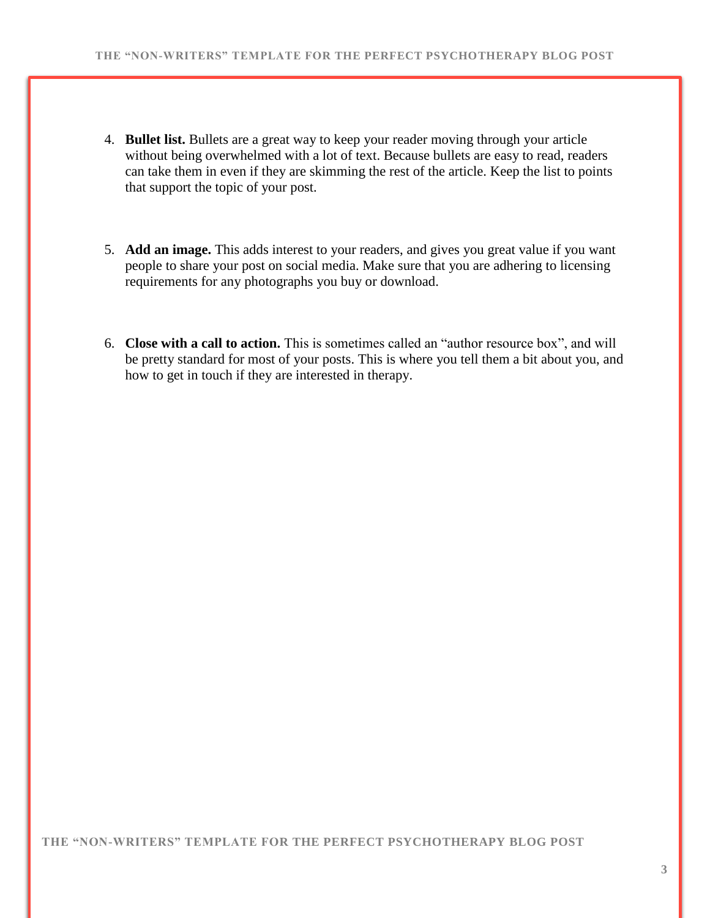4. **Bullet list.** Bullets are a great way to keep your reader moving through your article without being overwhelmed with a lot of text. Because bullets are easy to read, readers can take them in even if they are skimming the rest of the article. Keep the list to points that support the topic of your post.

5. **Add an image.** This adds interest to your readers, and gives you great value if you want people to share your post on social media. Make sure that you are adhering to licensing requirements for any photographs you buy or download.

6. **Close with a call to action.** This is sometimes called an "author resource box", and will be pretty standard for most of your posts. This is where you tell them a bit about you, and how to get in touch if they are interested in therapy.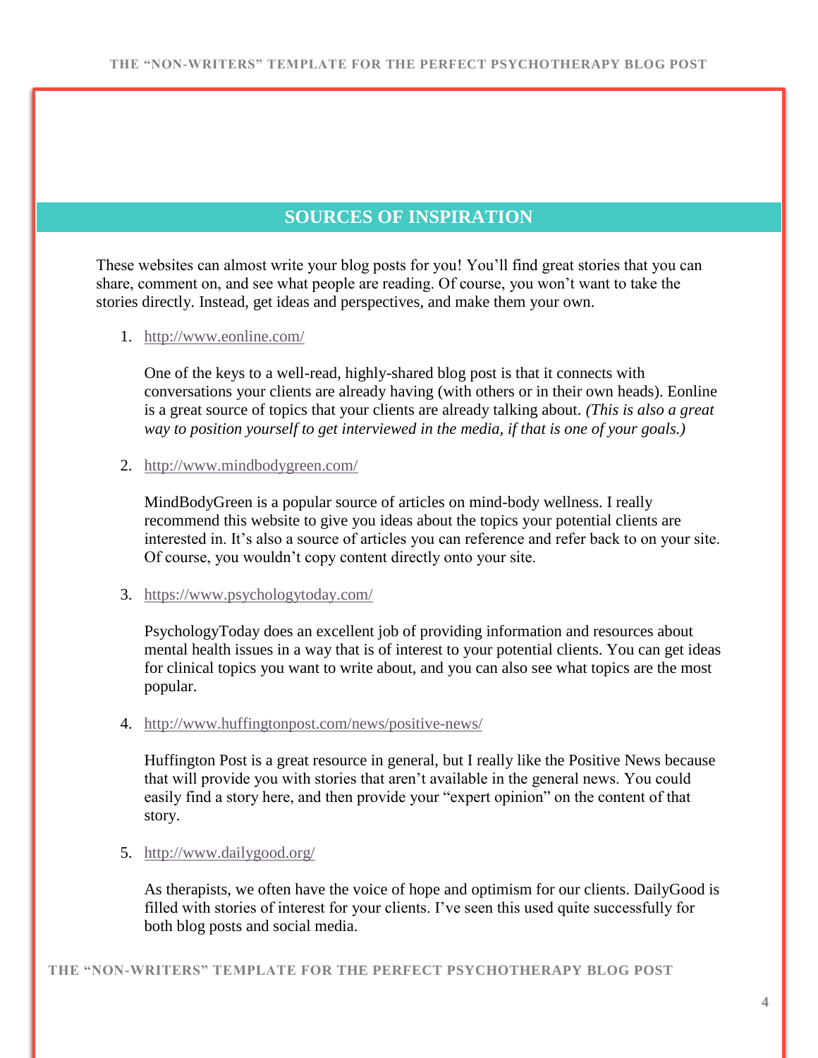## SOURCES OF INSPIRATION

These websites can almost write your blog posts for you! You'll find great stories that you can share, comment on, and see what people are reading. Of course, you won't want to take the stories directly. Instead, get ideas and perspectives, and make them your own.

1. http://www.eonline.com/

   One of the keys to a well-read, highly-shared blog post is that it connects with conversations your clients are already having (with others or in their own heads). Eonline is a great source of topics that your clients are already talking about. *(This is also a great way to position yourself to get interviewed in the media, if that is one of your goals.)*

2. http://www.mindbodygreen.com/

   MindBodyGreen is a popular source of articles on mind-body wellness. I really recommend this website to give you ideas about the topics your potential clients are interested in. It's also a source of articles you can reference and refer back to on your site. Of course, you wouldn't copy content directly onto your site.

3. https://www.psychologytoday.com/

   PsychologyToday does an excellent job of providing information and resources about mental health issues in a way that is of interest to your potential clients. You can get ideas for clinical topics you want to write about, and you can also see what topics are the most popular.

4. http://www.huffingtonpost.com/news/positive-news/

   Huffington Post is a great resource in general, but I really like the Positive News because that will provide you with stories that aren't available in the general news. You could easily find a story here, and then provide your "expert opinion" on the content of that story.

5. http://www.dailygood.org/

   As therapists, we often have the voice of hope and optimism for our clients. DailyGood is filled with stories of interest for your clients. I've seen this used quite successfully for both blog posts and social media.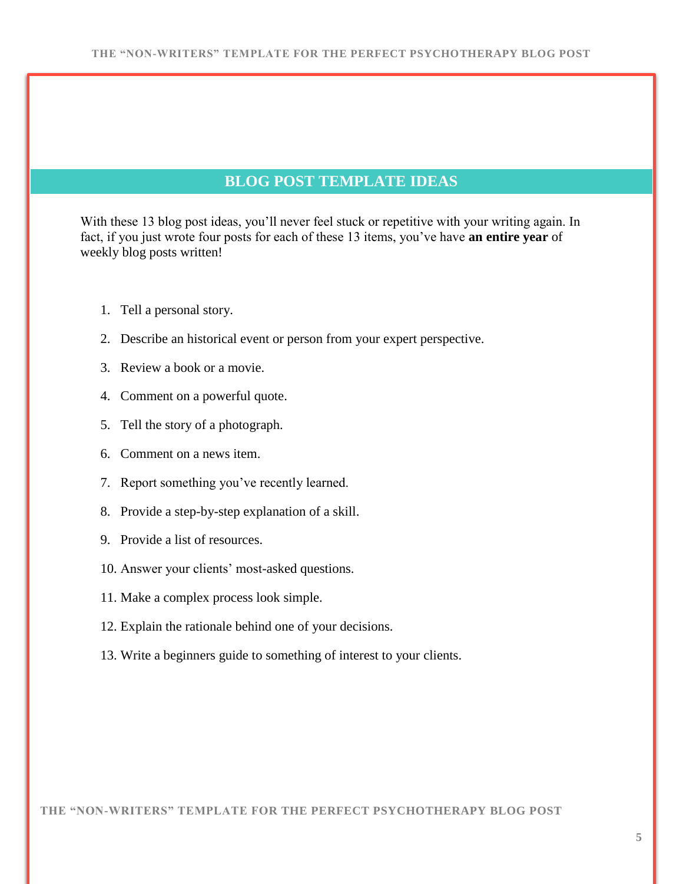## BLOG POST TEMPLATE IDEAS

With these 13 blog post ideas, you'll never feel stuck or repetitive with your writing again. In fact, if you just wrote four posts for each of these 13 items, you've have **an entire year** of weekly blog posts written!

1. Tell a personal story.
2. Describe an historical event or person from your expert perspective.
3. Review a book or a movie.
4. Comment on a powerful quote.
5. Tell the story of a photograph.
6. Comment on a news item.
7. Report something you've recently learned.
8. Provide a step-by-step explanation of a skill.
9. Provide a list of resources.
10. Answer your clients' most-asked questions.
11. Make a complex process look simple.
12. Explain the rationale behind one of your decisions.
13. Write a beginners guide to something of interest to your clients.